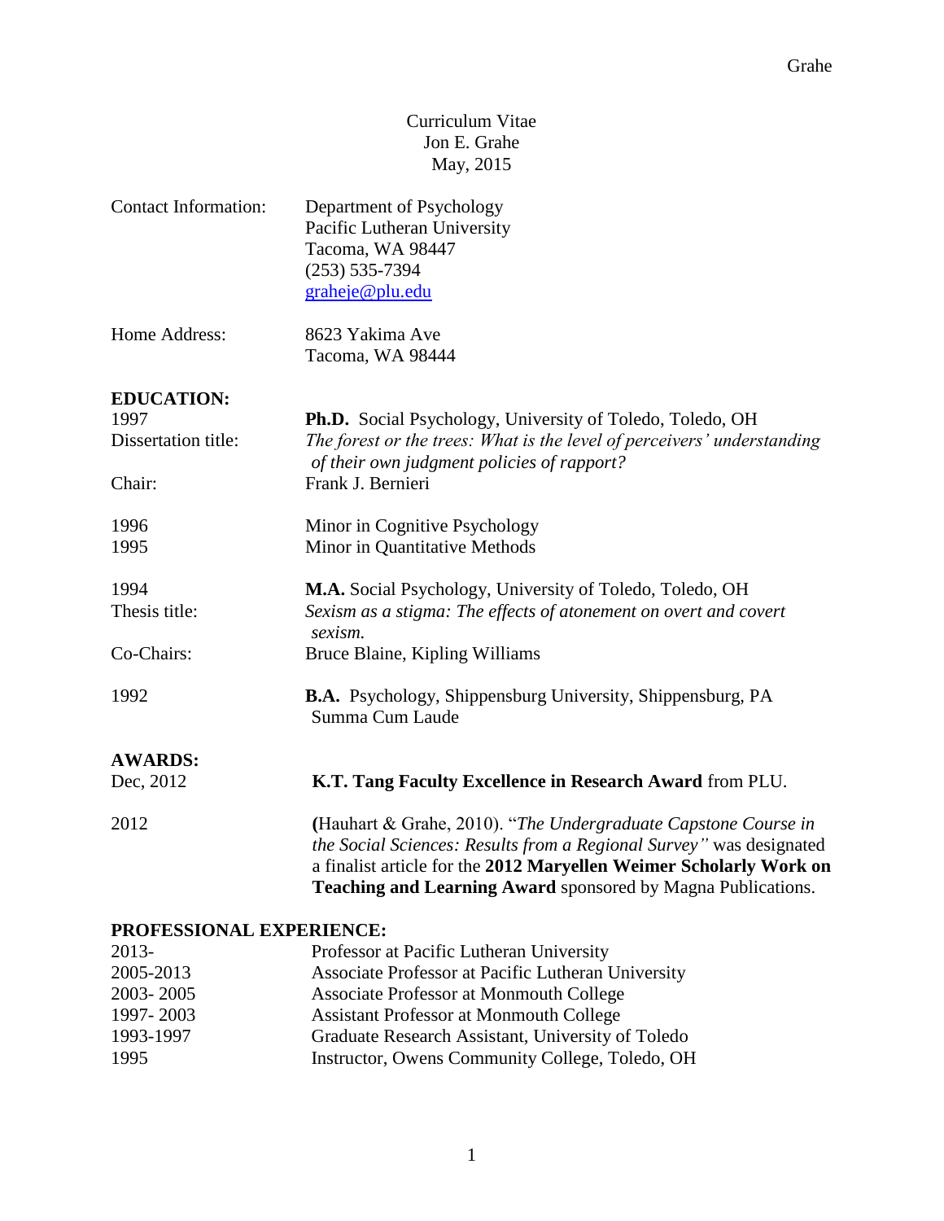Curriculum Vitae
Jon E. Grahe
May, 2015

| | |
|---|---|
| Contact Information: | Department of Psychology<br>Pacific Lutheran University<br>Tacoma, WA 98447<br>(253) 535-7394<br>graheje@plu.edu |
| Home Address: | 8623 Yakima Ave<br>Tacoma, WA 98444 |

## EDUCATION:

| | |
|---|---|
| 1997 | **Ph.D.** Social Psychology, University of Toledo, Toledo, OH |
| Dissertation title: | *The forest or the trees: What is the level of perceivers' understanding of their own judgment policies of rapport?* |
| Chair: | Frank J. Bernieri |
| 1996 | Minor in Cognitive Psychology |
| 1995 | Minor in Quantitative Methods |
| 1994 | **M.A.** Social Psychology, University of Toledo, Toledo, OH |
| Thesis title: | *Sexism as a stigma: The effects of atonement on overt and covert sexism.* |
| Co-Chairs: | Bruce Blaine, Kipling Williams |
| 1992 | **B.A.** Psychology, Shippensburg University, Shippensburg, PA<br>Summa Cum Laude |

## AWARDS:

| | |
|---|---|
| Dec, 2012 | **K.T. Tang Faculty Excellence in Research Award** from PLU. |
| 2012 | **(**Hauhart & Grahe, 2010). "*The Undergraduate Capstone Course in the Social Sciences: Results from a Regional Survey"* was designated a finalist article for the **2012 Maryellen Weimer Scholarly Work on Teaching and Learning Award** sponsored by Magna Publications. |

## PROFESSIONAL EXPERIENCE:

| | |
|---|---|
| 2013- | Professor at Pacific Lutheran University |
| 2005-2013 | Associate Professor at Pacific Lutheran University |
| 2003- 2005 | Associate Professor at Monmouth College |
| 1997- 2003 | Assistant Professor at Monmouth College |
| 1993-1997 | Graduate Research Assistant, University of Toledo |
| 1995 | Instructor, Owens Community College, Toledo, OH |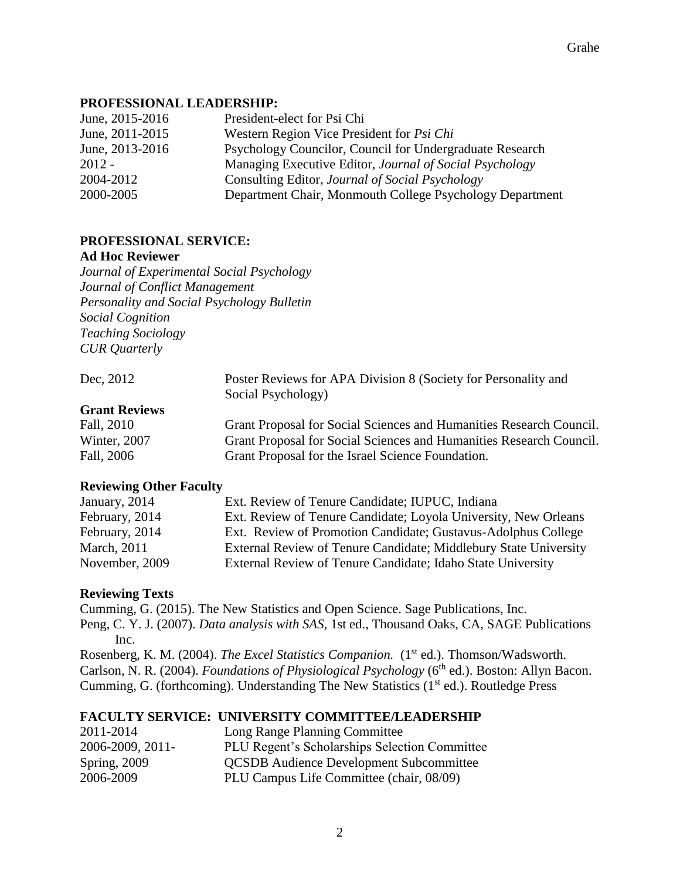## PROFESSIONAL LEADERSHIP:

| | |
|---|---|
| June, 2015-2016 | President-elect for Psi Chi |
| June, 2011-2015 | Western Region Vice President for *Psi Chi* |
| June, 2013-2016 | Psychology Councilor, Council for Undergraduate Research |
| 2012 - | Managing Executive Editor, *Journal of Social Psychology* |
| 2004-2012 | Consulting Editor, *Journal of Social Psychology* |
| 2000-2005 | Department Chair, Monmouth College Psychology Department |

## PROFESSIONAL SERVICE:

### Ad Hoc Reviewer

*Journal of Experimental Social Psychology*
*Journal of Conflict Management*
*Personality and Social Psychology Bulletin*
*Social Cognition*
*Teaching Sociology*
*CUR Quarterly*

| | |
|---|---|
| Dec, 2012 | Poster Reviews for APA Division 8 (Society for Personality and Social Psychology) |

### Grant Reviews

| | |
|---|---|
| Fall, 2010 | Grant Proposal for Social Sciences and Humanities Research Council. |
| Winter, 2007 | Grant Proposal for Social Sciences and Humanities Research Council. |
| Fall, 2006 | Grant Proposal for the Israel Science Foundation. |

### Reviewing Other Faculty

| | |
|---|---|
| January, 2014 | Ext. Review of Tenure Candidate; IUPUC, Indiana |
| February, 2014 | Ext. Review of Tenure Candidate; Loyola University, New Orleans |
| February, 2014 | Ext. Review of Promotion Candidate; Gustavus-Adolphus College |
| March, 2011 | External Review of Tenure Candidate; Middlebury State University |
| November, 2009 | External Review of Tenure Candidate; Idaho State University |

### Reviewing Texts

Cumming, G. (2015). The New Statistics and Open Science. Sage Publications, Inc.

Peng, C. Y. J. (2007). *Data analysis with SAS*, 1st ed., Thousand Oaks, CA, SAGE Publications Inc.

Rosenberg, K. M. (2004). *The Excel Statistics Companion.* (1st ed.). Thomson/Wadsworth.

Carlson, N. R. (2004). *Foundations of Physiological Psychology* (6th ed.). Boston: Allyn Bacon.

Cumming, G. (forthcoming). Understanding The New Statistics (1st ed.). Routledge Press

## FACULTY SERVICE: UNIVERSITY COMMITTEE/LEADERSHIP

| | |
|---|---|
| 2011-2014 | Long Range Planning Committee |
| 2006-2009, 2011- | PLU Regent's Scholarships Selection Committee |
| Spring, 2009 | QCSDB Audience Development Subcommittee |
| 2006-2009 | PLU Campus Life Committee (chair, 08/09) |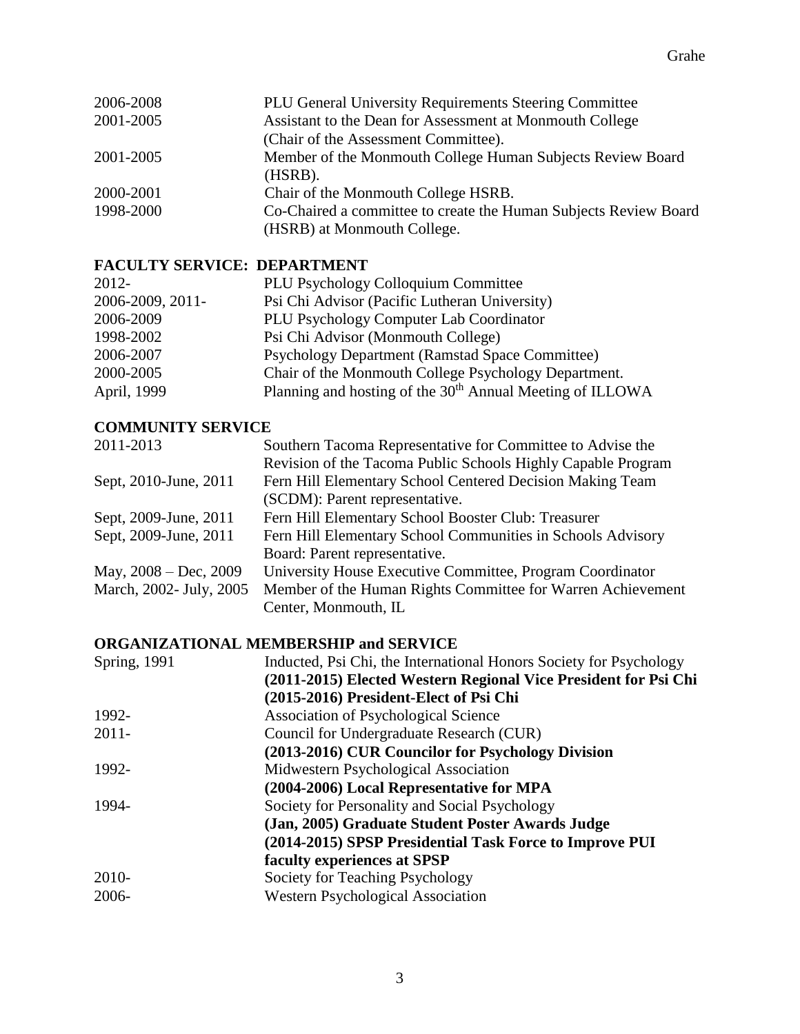| | |
|---|---|
| 2006-2008 | PLU General University Requirements Steering Committee |
| 2001-2005 | Assistant to the Dean for Assessment at Monmouth College (Chair of the Assessment Committee). |
| 2001-2005 | Member of the Monmouth College Human Subjects Review Board (HSRB). |
| 2000-2001 | Chair of the Monmouth College HSRB. |
| 1998-2000 | Co-Chaired a committee to create the Human Subjects Review Board (HSRB) at Monmouth College. |

## FACULTY SERVICE: DEPARTMENT

| | |
|---|---|
| 2012- | PLU Psychology Colloquium Committee |
| 2006-2009, 2011- | Psi Chi Advisor (Pacific Lutheran University) |
| 2006-2009 | PLU Psychology Computer Lab Coordinator |
| 1998-2002 | Psi Chi Advisor (Monmouth College) |
| 2006-2007 | Psychology Department (Ramstad Space Committee) |
| 2000-2005 | Chair of the Monmouth College Psychology Department. |
| April, 1999 | Planning and hosting of the 30th Annual Meeting of ILLOWA |

## COMMUNITY SERVICE

| | |
|---|---|
| 2011-2013 | Southern Tacoma Representative for Committee to Advise the Revision of the Tacoma Public Schools Highly Capable Program |
| Sept, 2010-June, 2011 | Fern Hill Elementary School Centered Decision Making Team (SCDM): Parent representative. |
| Sept, 2009-June, 2011 | Fern Hill Elementary School Booster Club: Treasurer |
| Sept, 2009-June, 2011 | Fern Hill Elementary School Communities in Schools Advisory Board: Parent representative. |
| May, 2008 – Dec, 2009 | University House Executive Committee, Program Coordinator |
| March, 2002- July, 2005 | Member of the Human Rights Committee for Warren Achievement Center, Monmouth, IL |

## ORGANIZATIONAL MEMBERSHIP and SERVICE

| | |
|---|---|
| Spring, 1991 | Inducted, Psi Chi, the International Honors Society for Psychology |
| | **(2011-2015) Elected Western Regional Vice President for Psi Chi** |
| | **(2015-2016) President-Elect of Psi Chi** |
| 1992- | Association of Psychological Science |
| 2011- | Council for Undergraduate Research (CUR) |
| | **(2013-2016) CUR Councilor for Psychology Division** |
| 1992- | Midwestern Psychological Association |
| | **(2004-2006) Local Representative for MPA** |
| 1994- | Society for Personality and Social Psychology |
| | **(Jan, 2005) Graduate Student Poster Awards Judge** |
| | **(2014-2015) SPSP Presidential Task Force to Improve PUI faculty experiences at SPSP** |
| 2010- | Society for Teaching Psychology |
| 2006- | Western Psychological Association |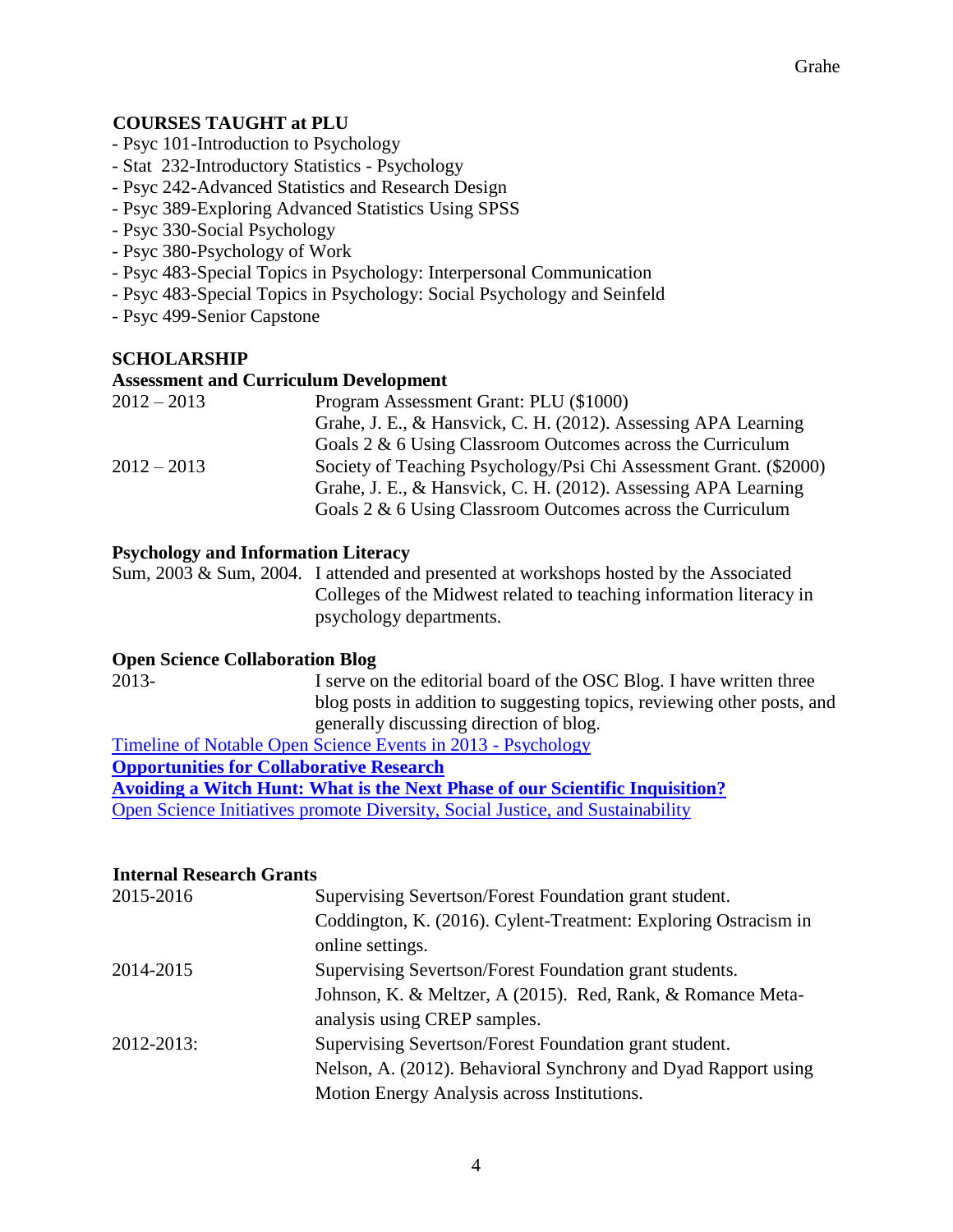## COURSES TAUGHT at PLU

- Psyc 101-Introduction to Psychology
- Stat 232-Introductory Statistics - Psychology
- Psyc 242-Advanced Statistics and Research Design
- Psyc 389-Exploring Advanced Statistics Using SPSS
- Psyc 330-Social Psychology
- Psyc 380-Psychology of Work
- Psyc 483-Special Topics in Psychology: Interpersonal Communication
- Psyc 483-Special Topics in Psychology: Social Psychology and Seinfeld
- Psyc 499-Senior Capstone

## SCHOLARSHIP

### Assessment and Curriculum Development

2012 – 2013 Program Assessment Grant: PLU ($1000)
Grahe, J. E., & Hansvick, C. H. (2012). Assessing APA Learning Goals 2 & 6 Using Classroom Outcomes across the Curriculum

2012 – 2013 Society of Teaching Psychology/Psi Chi Assessment Grant. ($2000)
Grahe, J. E., & Hansvick, C. H. (2012). Assessing APA Learning Goals 2 & 6 Using Classroom Outcomes across the Curriculum

### Psychology and Information Literacy

Sum, 2003 & Sum, 2004. I attended and presented at workshops hosted by the Associated Colleges of the Midwest related to teaching information literacy in psychology departments.

### Open Science Collaboration Blog

2013- I serve on the editorial board of the OSC Blog. I have written three blog posts in addition to suggesting topics, reviewing other posts, and generally discussing direction of blog.

Timeline of Notable Open Science Events in 2013 - Psychology
**Opportunities for Collaborative Research**
**Avoiding a Witch Hunt: What is the Next Phase of our Scientific Inquisition?**
Open Science Initiatives promote Diversity, Social Justice, and Sustainability

### Internal Research Grants

2015-2016 Supervising Severtson/Forest Foundation grant student.
Coddington, K. (2016). Cylent-Treatment: Exploring Ostracism in online settings.

2014-2015 Supervising Severtson/Forest Foundation grant students.
Johnson, K. & Meltzer, A (2015). Red, Rank, & Romance Meta-analysis using CREP samples.

2012-2013: Supervising Severtson/Forest Foundation grant student.
Nelson, A. (2012). Behavioral Synchrony and Dyad Rapport using Motion Energy Analysis across Institutions.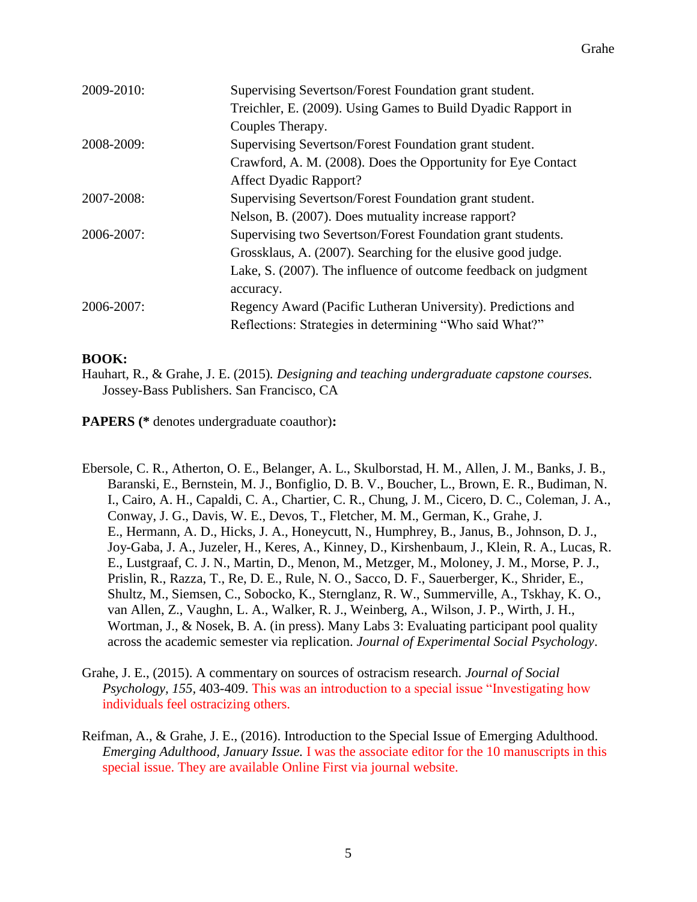2009-2010: Supervising Severtson/Forest Foundation grant student. Treichler, E. (2009). Using Games to Build Dyadic Rapport in Couples Therapy.

2008-2009: Supervising Severtson/Forest Foundation grant student. Crawford, A. M. (2008). Does the Opportunity for Eye Contact Affect Dyadic Rapport?

2007-2008: Supervising Severtson/Forest Foundation grant student. Nelson, B. (2007). Does mutuality increase rapport?

2006-2007: Supervising two Severtson/Forest Foundation grant students. Grossklaus, A. (2007). Searching for the elusive good judge. Lake, S. (2007). The influence of outcome feedback on judgment accuracy.

2006-2007: Regency Award (Pacific Lutheran University). Predictions and Reflections: Strategies in determining "Who said What?"

**BOOK:**

Hauhart, R., & Grahe, J. E. (2015). *Designing and teaching undergraduate capstone courses.* Jossey-Bass Publishers. San Francisco, CA

**PAPERS (*** denotes undergraduate coauthor)**:**

Ebersole, C. R., Atherton, O. E., Belanger, A. L., Skulborstad, H. M., Allen, J. M., Banks, J. B., Baranski, E., Bernstein, M. J., Bonfiglio, D. B. V., Boucher, L., Brown, E. R., Budiman, N. I., Cairo, A. H., Capaldi, C. A., Chartier, C. R., Chung, J. M., Cicero, D. C., Coleman, J. A., Conway, J. G., Davis, W. E., Devos, T., Fletcher, M. M., German, K., Grahe, J. E., Hermann, A. D., Hicks, J. A., Honeycutt, N., Humphrey, B., Janus, B., Johnson, D. J., Joy-Gaba, J. A., Juzeler, H., Keres, A., Kinney, D., Kirshenbaum, J., Klein, R. A., Lucas, R. E., Lustgraaf, C. J. N., Martin, D., Menon, M., Metzger, M., Moloney, J. M., Morse, P. J., Prislin, R., Razza, T., Re, D. E., Rule, N. O., Sacco, D. F., Sauerberger, K., Shrider, E., Shultz, M., Siemsen, C., Sobocko, K., Sternglanz, R. W., Summerville, A., Tskhay, K. O., van Allen, Z., Vaughn, L. A., Walker, R. J., Weinberg, A., Wilson, J. P., Wirth, J. H., Wortman, J., & Nosek, B. A. (in press). Many Labs 3: Evaluating participant pool quality across the academic semester via replication. *Journal of Experimental Social Psychology*.

Grahe, J. E., (2015). A commentary on sources of ostracism research. *Journal of Social Psychology, 155*, 403-409. This was an introduction to a special issue "Investigating how individuals feel ostracizing others.

Reifman, A., & Grahe, J. E., (2016). Introduction to the Special Issue of Emerging Adulthood. *Emerging Adulthood, January Issue.* I was the associate editor for the 10 manuscripts in this special issue. They are available Online First via journal website.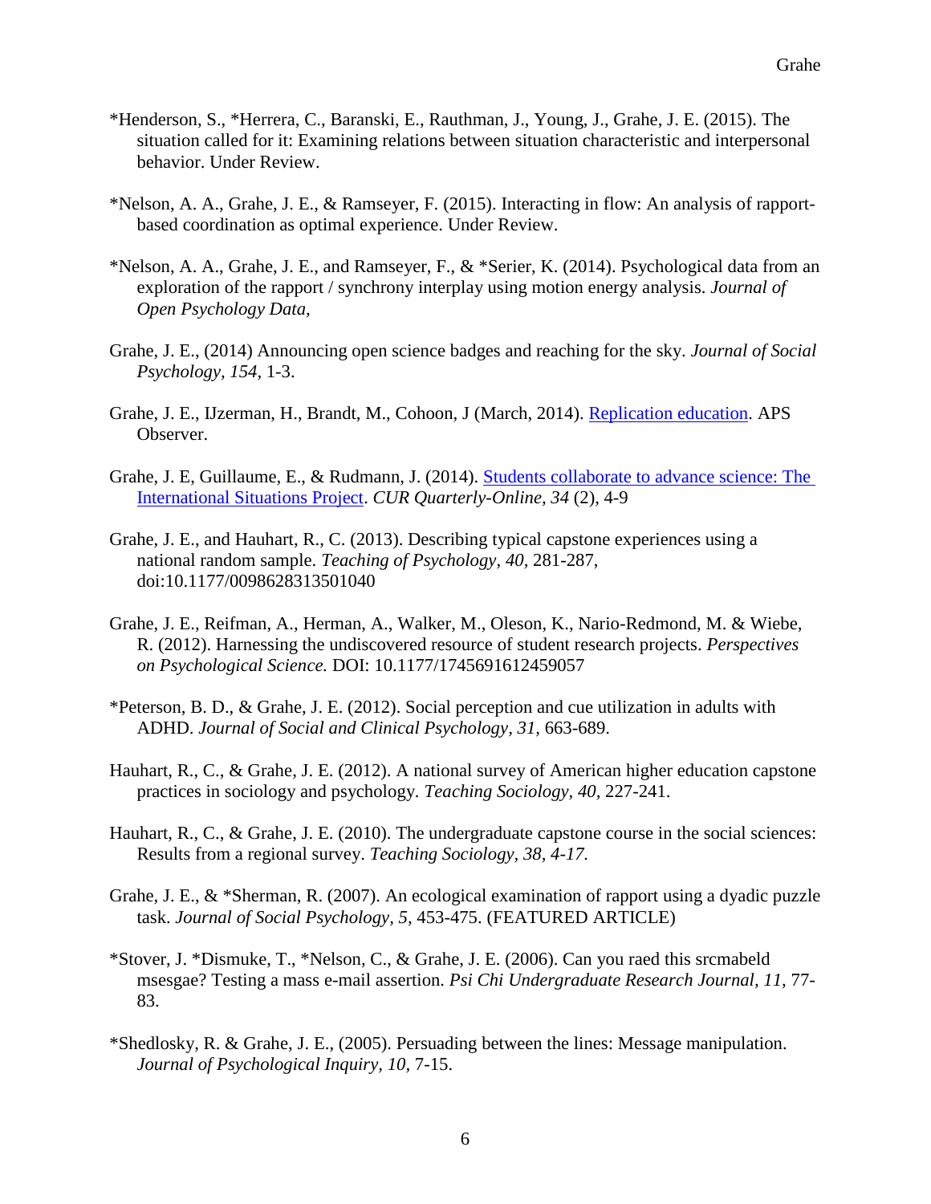*Henderson, S., *Herrera, C., Baranski, E., Rauthman, J., Young, J., Grahe, J. E. (2015). The situation called for it: Examining relations between situation characteristic and interpersonal behavior. Under Review.

*Nelson, A. A., Grahe, J. E., & Ramseyer, F. (2015). Interacting in flow: An analysis of rapport-based coordination as optimal experience. Under Review.

*Nelson, A. A., Grahe, J. E., and Ramseyer, F., & *Serier, K. (2014). Psychological data from an exploration of the rapport / synchrony interplay using motion energy analysis. *Journal of Open Psychology Data,*

Grahe, J. E., (2014) Announcing open science badges and reaching for the sky. *Journal of Social Psychology, 154*, 1-3.

Grahe, J. E., IJzerman, H., Brandt, M., Cohoon, J (March, 2014). Replication education. APS Observer.

Grahe, J. E, Guillaume, E., & Rudmann, J. (2014). Students collaborate to advance science: The International Situations Project. *CUR Quarterly-Online, 34* (2), 4-9

Grahe, J. E., and Hauhart, R., C. (2013). Describing typical capstone experiences using a national random sample. *Teaching of Psychology, 40,* 281-287, doi:10.1177/0098628313501040

Grahe, J. E., Reifman, A., Herman, A., Walker, M., Oleson, K., Nario-Redmond, M. & Wiebe, R. (2012). Harnessing the undiscovered resource of student research projects. *Perspectives on Psychological Science.* DOI: 10.1177/1745691612459057

*Peterson, B. D., & Grahe, J. E. (2012). Social perception and cue utilization in adults with ADHD. *Journal of Social and Clinical Psychology, 31,* 663-689.

Hauhart, R., C., & Grahe, J. E. (2012). A national survey of American higher education capstone practices in sociology and psychology. *Teaching Sociology, 40,* 227-241.

Hauhart, R., C., & Grahe, J. E. (2010). The undergraduate capstone course in the social sciences: Results from a regional survey. *Teaching Sociology, 38, 4-17.*

Grahe, J. E., & *Sherman, R. (2007). An ecological examination of rapport using a dyadic puzzle task. *Journal of Social Psychology, 5,* 453-475. (FEATURED ARTICLE)

*Stover, J. *Dismuke, T., *Nelson, C., & Grahe, J. E. (2006). Can you raed this srcmabeld msesgae? Testing a mass e-mail assertion. *Psi Chi Undergraduate Research Journal, 11,* 77-83.

*Shedlosky, R. & Grahe, J. E., (2005). Persuading between the lines: Message manipulation. *Journal of Psychological Inquiry, 10,* 7-15.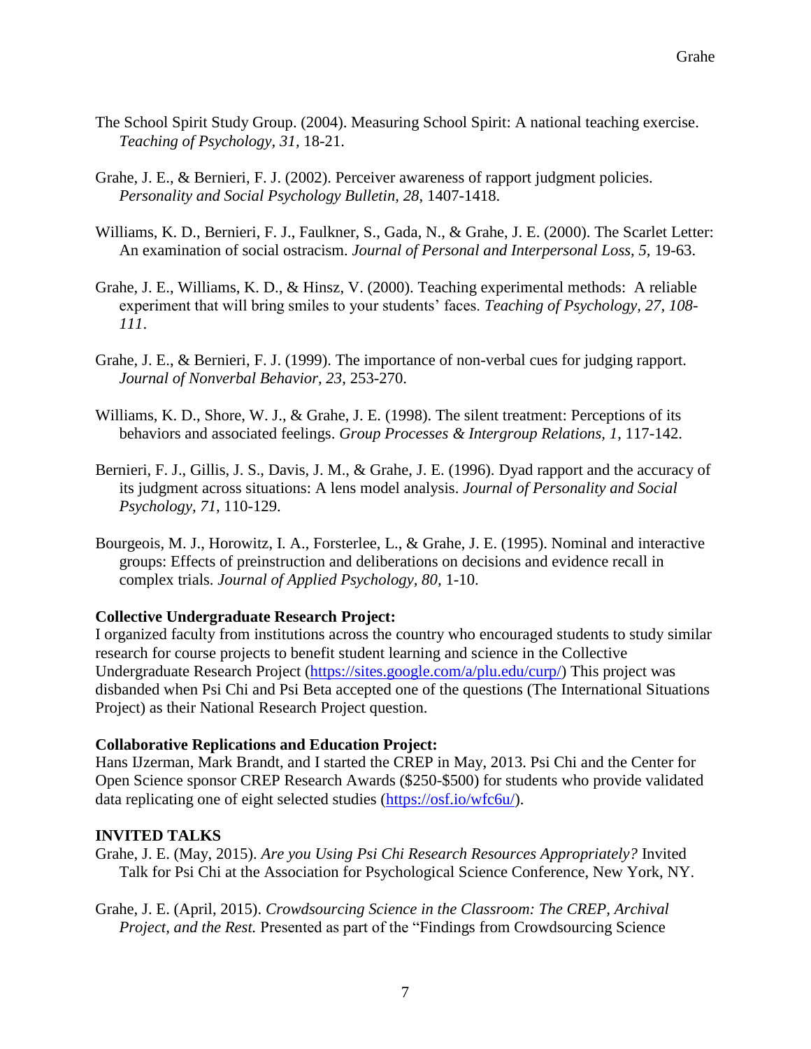The School Spirit Study Group. (2004). Measuring School Spirit: A national teaching exercise. *Teaching of Psychology, 31,* 18-21.

Grahe, J. E., & Bernieri, F. J. (2002). Perceiver awareness of rapport judgment policies. *Personality and Social Psychology Bulletin, 28,* 1407-1418.

Williams, K. D., Bernieri, F. J., Faulkner, S., Gada, N., & Grahe, J. E. (2000). The Scarlet Letter: An examination of social ostracism. *Journal of Personal and Interpersonal Loss, 5,* 19-63.

Grahe, J. E., Williams, K. D., & Hinsz, V. (2000). Teaching experimental methods: A reliable experiment that will bring smiles to your students' faces. *Teaching of Psychology, 27, 108-111*.

Grahe, J. E., & Bernieri, F. J. (1999). The importance of non-verbal cues for judging rapport. *Journal of Nonverbal Behavior, 23*, 253-270.

Williams, K. D., Shore, W. J., & Grahe, J. E. (1998). The silent treatment: Perceptions of its behaviors and associated feelings. *Group Processes & Intergroup Relations, 1*, 117-142.

Bernieri, F. J., Gillis, J. S., Davis, J. M., & Grahe, J. E. (1996). Dyad rapport and the accuracy of its judgment across situations: A lens model analysis. *Journal of Personality and Social Psychology, 71,* 110-129.

Bourgeois, M. J., Horowitz, I. A., Forsterlee, L., & Grahe, J. E. (1995). Nominal and interactive groups: Effects of preinstruction and deliberations on decisions and evidence recall in complex trials. *Journal of Applied Psychology, 80,* 1-10.

**Collective Undergraduate Research Project:**
I organized faculty from institutions across the country who encouraged students to study similar research for course projects to benefit student learning and science in the Collective Undergraduate Research Project (https://sites.google.com/a/plu.edu/curp/) This project was disbanded when Psi Chi and Psi Beta accepted one of the questions (The International Situations Project) as their National Research Project question.

**Collaborative Replications and Education Project:**
Hans IJzerman, Mark Brandt, and I started the CREP in May, 2013. Psi Chi and the Center for Open Science sponsor CREP Research Awards ($250-$500) for students who provide validated data replicating one of eight selected studies (https://osf.io/wfc6u/).

## INVITED TALKS

Grahe, J. E. (May, 2015). *Are you Using Psi Chi Research Resources Appropriately?* Invited Talk for Psi Chi at the Association for Psychological Science Conference, New York, NY.

Grahe, J. E. (April, 2015). *Crowdsourcing Science in the Classroom: The CREP, Archival Project, and the Rest.* Presented as part of the "Findings from Crowdsourcing Science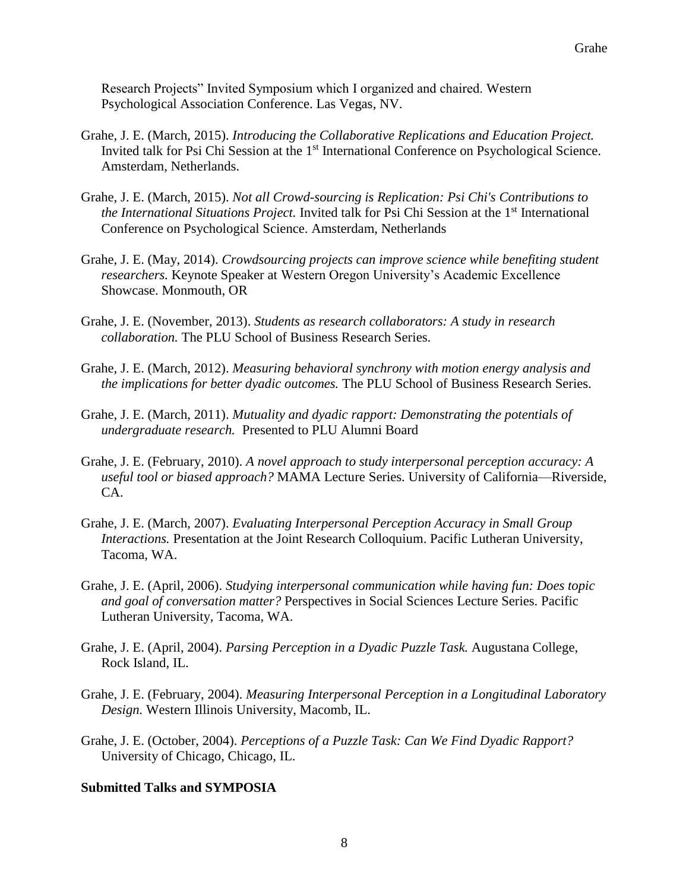Research Projects" Invited Symposium which I organized and chaired. Western Psychological Association Conference. Las Vegas, NV.

Grahe, J. E. (March, 2015). *Introducing the Collaborative Replications and Education Project.* Invited talk for Psi Chi Session at the 1st International Conference on Psychological Science. Amsterdam, Netherlands.

Grahe, J. E. (March, 2015). *Not all Crowd-sourcing is Replication: Psi Chi's Contributions to the International Situations Project.* Invited talk for Psi Chi Session at the 1st International Conference on Psychological Science. Amsterdam, Netherlands

Grahe, J. E. (May, 2014). *Crowdsourcing projects can improve science while benefiting student researchers.* Keynote Speaker at Western Oregon University's Academic Excellence Showcase. Monmouth, OR

Grahe, J. E. (November, 2013). *Students as research collaborators: A study in research collaboration.* The PLU School of Business Research Series.

Grahe, J. E. (March, 2012). *Measuring behavioral synchrony with motion energy analysis and the implications for better dyadic outcomes.* The PLU School of Business Research Series.

Grahe, J. E. (March, 2011). *Mutuality and dyadic rapport: Demonstrating the potentials of undergraduate research.* Presented to PLU Alumni Board

Grahe, J. E. (February, 2010). *A novel approach to study interpersonal perception accuracy: A useful tool or biased approach?* MAMA Lecture Series. University of California—Riverside, CA.

Grahe, J. E. (March, 2007). *Evaluating Interpersonal Perception Accuracy in Small Group Interactions.* Presentation at the Joint Research Colloquium. Pacific Lutheran University, Tacoma, WA.

Grahe, J. E. (April, 2006). *Studying interpersonal communication while having fun: Does topic and goal of conversation matter?* Perspectives in Social Sciences Lecture Series. Pacific Lutheran University, Tacoma, WA.

Grahe, J. E. (April, 2004). *Parsing Perception in a Dyadic Puzzle Task.* Augustana College, Rock Island, IL.

Grahe, J. E. (February, 2004). *Measuring Interpersonal Perception in a Longitudinal Laboratory Design.* Western Illinois University, Macomb, IL.

Grahe, J. E. (October, 2004). *Perceptions of a Puzzle Task: Can We Find Dyadic Rapport?* University of Chicago, Chicago, IL.

**Submitted Talks and SYMPOSIA**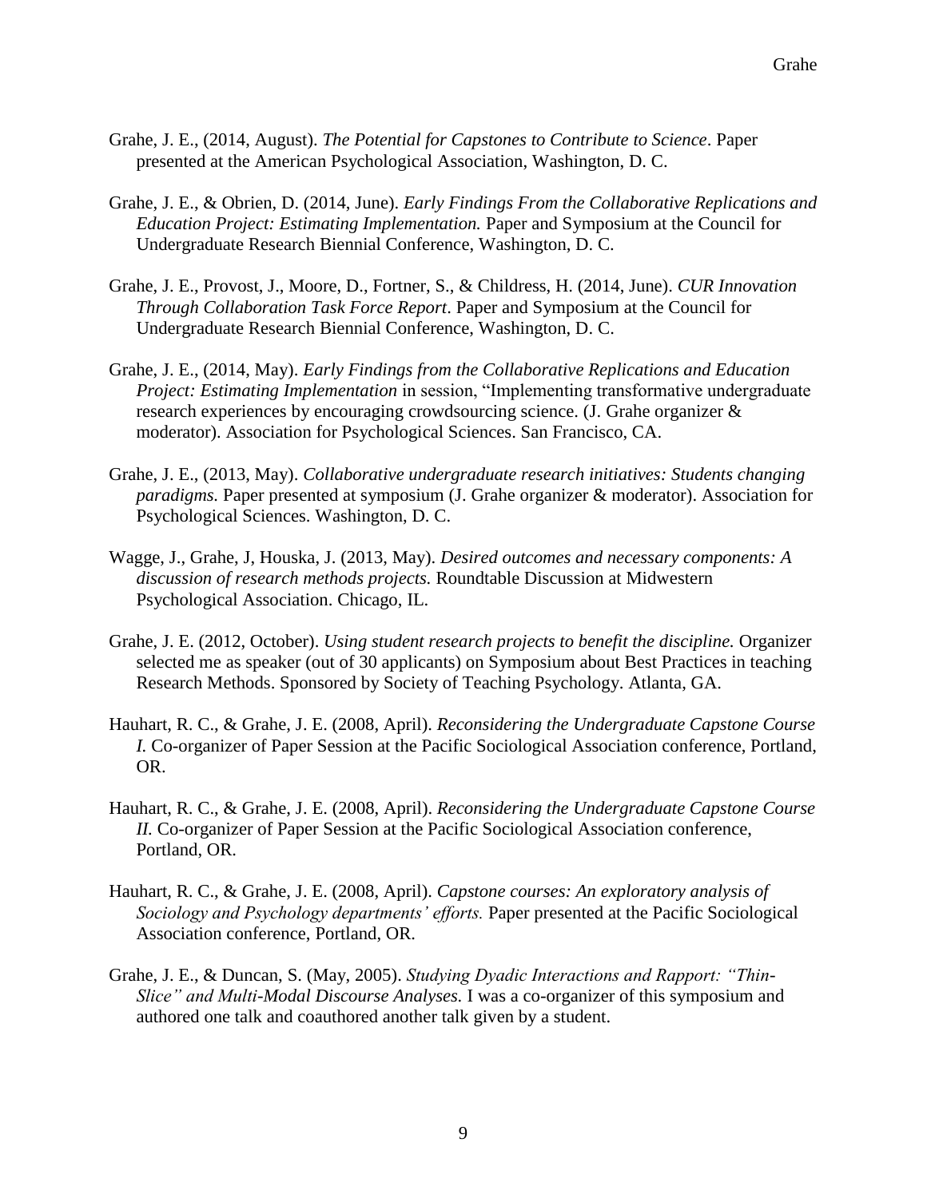Grahe, J. E., (2014, August). *The Potential for Capstones to Contribute to Science*. Paper presented at the American Psychological Association, Washington, D. C.

Grahe, J. E., & Obrien, D. (2014, June). *Early Findings From the Collaborative Replications and Education Project: Estimating Implementation.* Paper and Symposium at the Council for Undergraduate Research Biennial Conference, Washington, D. C.

Grahe, J. E., Provost, J., Moore, D., Fortner, S., & Childress, H. (2014, June). *CUR Innovation Through Collaboration Task Force Report*. Paper and Symposium at the Council for Undergraduate Research Biennial Conference, Washington, D. C.

Grahe, J. E., (2014, May). *Early Findings from the Collaborative Replications and Education Project: Estimating Implementation* in session, "Implementing transformative undergraduate research experiences by encouraging crowdsourcing science. (J. Grahe organizer & moderator). Association for Psychological Sciences. San Francisco, CA.

Grahe, J. E., (2013, May). *Collaborative undergraduate research initiatives: Students changing paradigms.* Paper presented at symposium (J. Grahe organizer & moderator). Association for Psychological Sciences. Washington, D. C.

Wagge, J., Grahe, J, Houska, J. (2013, May). *Desired outcomes and necessary components: A discussion of research methods projects.* Roundtable Discussion at Midwestern Psychological Association. Chicago, IL.

Grahe, J. E. (2012, October). *Using student research projects to benefit the discipline.* Organizer selected me as speaker (out of 30 applicants) on Symposium about Best Practices in teaching Research Methods. Sponsored by Society of Teaching Psychology. Atlanta, GA.

Hauhart, R. C., & Grahe, J. E. (2008, April). *Reconsidering the Undergraduate Capstone Course I.* Co-organizer of Paper Session at the Pacific Sociological Association conference, Portland, OR.

Hauhart, R. C., & Grahe, J. E. (2008, April). *Reconsidering the Undergraduate Capstone Course II.* Co-organizer of Paper Session at the Pacific Sociological Association conference, Portland, OR.

Hauhart, R. C., & Grahe, J. E. (2008, April). *Capstone courses: An exploratory analysis of Sociology and Psychology departments' efforts.* Paper presented at the Pacific Sociological Association conference, Portland, OR.

Grahe, J. E., & Duncan, S. (May, 2005). *Studying Dyadic Interactions and Rapport: "Thin-Slice" and Multi-Modal Discourse Analyses.* I was a co-organizer of this symposium and authored one talk and coauthored another talk given by a student.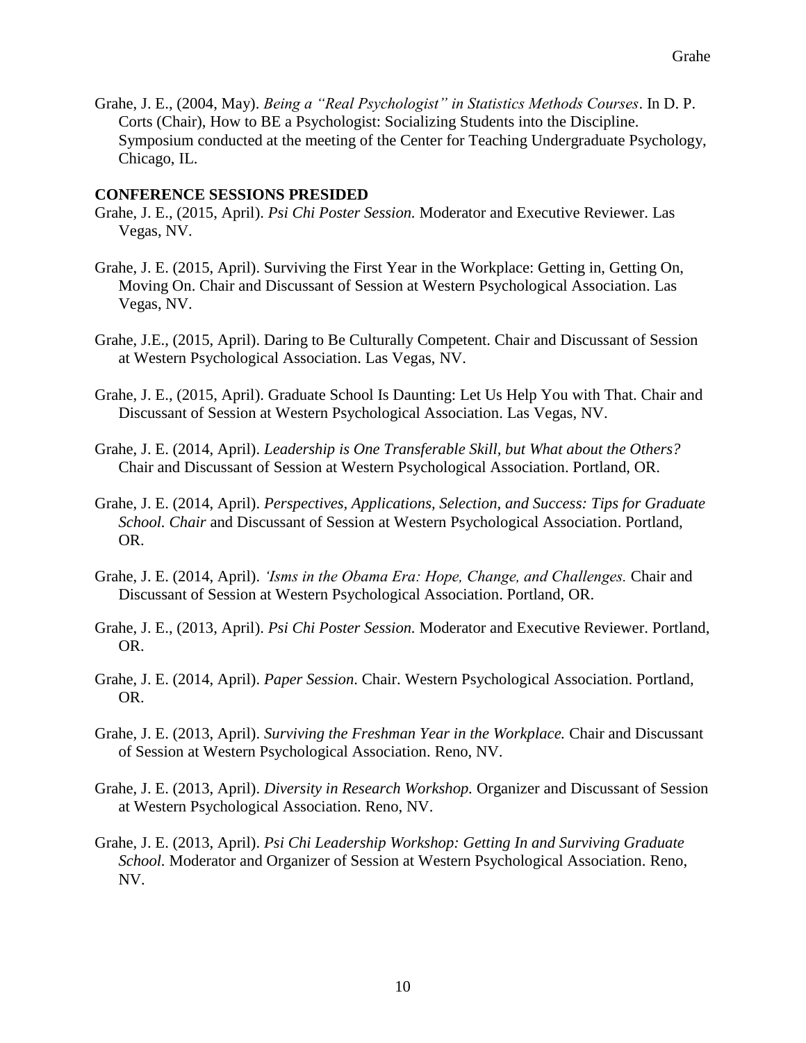Grahe, J. E., (2004, May). *Being a "Real Psychologist" in Statistics Methods Courses*. In D. P. Corts (Chair), How to BE a Psychologist: Socializing Students into the Discipline. Symposium conducted at the meeting of the Center for Teaching Undergraduate Psychology, Chicago, IL.

**CONFERENCE SESSIONS PRESIDED**

Grahe, J. E., (2015, April). *Psi Chi Poster Session.* Moderator and Executive Reviewer. Las Vegas, NV.

Grahe, J. E. (2015, April). Surviving the First Year in the Workplace: Getting in, Getting On, Moving On. Chair and Discussant of Session at Western Psychological Association. Las Vegas, NV.

Grahe, J.E., (2015, April). Daring to Be Culturally Competent. Chair and Discussant of Session at Western Psychological Association. Las Vegas, NV.

Grahe, J. E., (2015, April). Graduate School Is Daunting: Let Us Help You with That. Chair and Discussant of Session at Western Psychological Association. Las Vegas, NV.

Grahe, J. E. (2014, April). *Leadership is One Transferable Skill, but What about the Others?* Chair and Discussant of Session at Western Psychological Association. Portland, OR.

Grahe, J. E. (2014, April). *Perspectives, Applications, Selection, and Success: Tips for Graduate School. Chair* and Discussant of Session at Western Psychological Association. Portland, OR.

Grahe, J. E. (2014, April). *'Isms in the Obama Era: Hope, Change, and Challenges.* Chair and Discussant of Session at Western Psychological Association. Portland, OR.

Grahe, J. E., (2013, April). *Psi Chi Poster Session.* Moderator and Executive Reviewer. Portland, OR.

Grahe, J. E. (2014, April). *Paper Session*. Chair. Western Psychological Association. Portland, OR.

Grahe, J. E. (2013, April). *Surviving the Freshman Year in the Workplace.* Chair and Discussant of Session at Western Psychological Association. Reno, NV.

Grahe, J. E. (2013, April). *Diversity in Research Workshop.* Organizer and Discussant of Session at Western Psychological Association. Reno, NV.

Grahe, J. E. (2013, April). *Psi Chi Leadership Workshop: Getting In and Surviving Graduate School.* Moderator and Organizer of Session at Western Psychological Association. Reno, NV.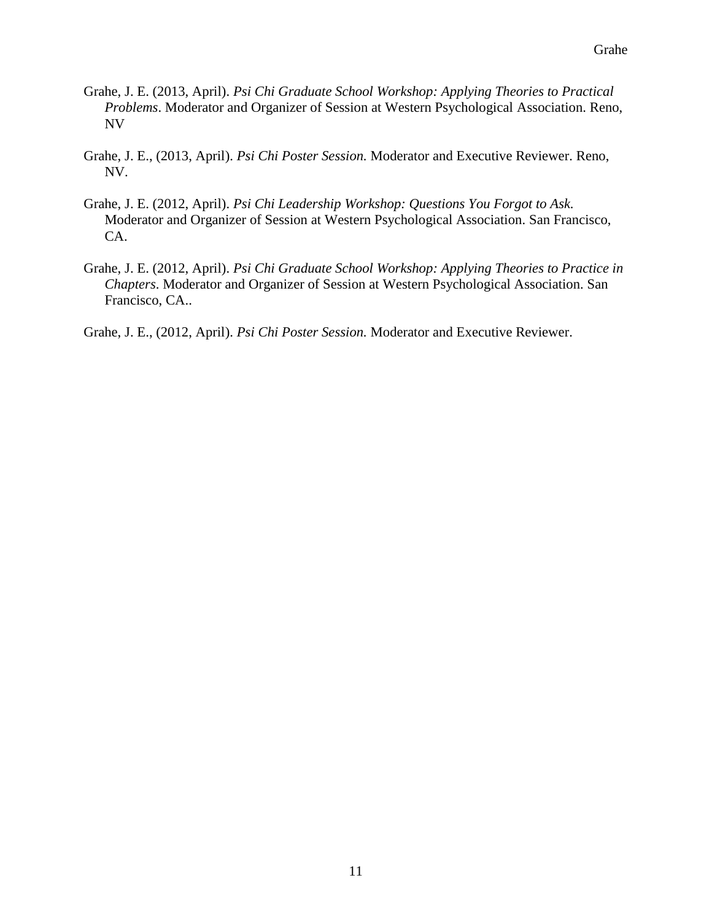Grahe, J. E. (2013, April). *Psi Chi Graduate School Workshop: Applying Theories to Practical Problems*. Moderator and Organizer of Session at Western Psychological Association. Reno, NV

Grahe, J. E., (2013, April). *Psi Chi Poster Session.* Moderator and Executive Reviewer. Reno, NV.

Grahe, J. E. (2012, April). *Psi Chi Leadership Workshop: Questions You Forgot to Ask.* Moderator and Organizer of Session at Western Psychological Association. San Francisco, CA.

Grahe, J. E. (2012, April). *Psi Chi Graduate School Workshop: Applying Theories to Practice in Chapters*. Moderator and Organizer of Session at Western Psychological Association. San Francisco, CA..

Grahe, J. E., (2012, April). *Psi Chi Poster Session.* Moderator and Executive Reviewer.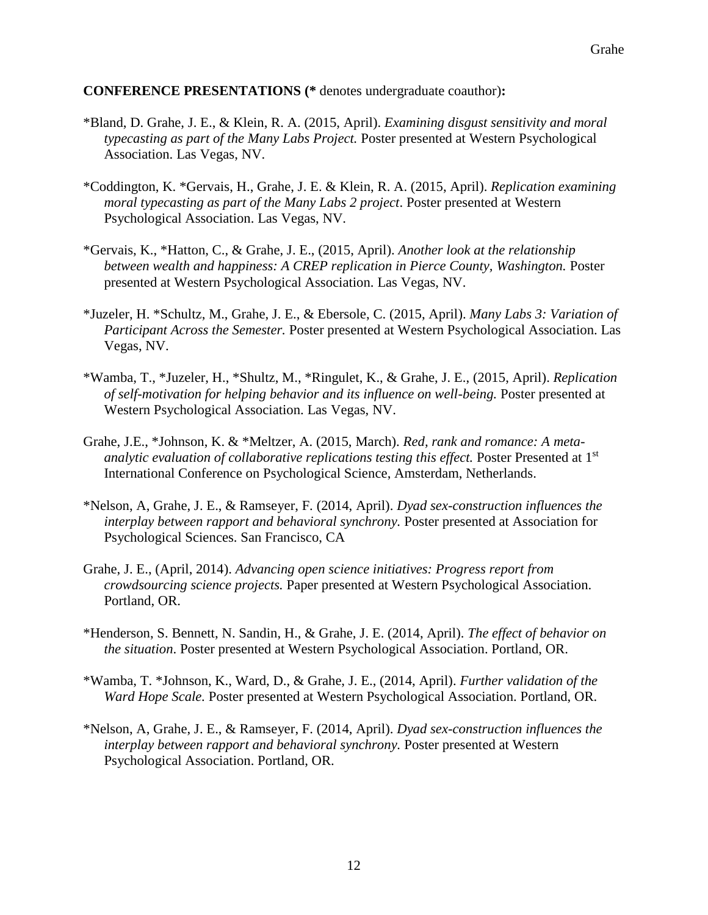**CONFERENCE PRESENTATIONS (*** denotes undergraduate coauthor)**:**

*Bland, D. Grahe, J. E., & Klein, R. A. (2015, April). *Examining disgust sensitivity and moral typecasting as part of the Many Labs Project.* Poster presented at Western Psychological Association. Las Vegas, NV.

*Coddington, K. *Gervais, H., Grahe, J. E. & Klein, R. A. (2015, April). *Replication examining moral typecasting as part of the Many Labs 2 project*. Poster presented at Western Psychological Association. Las Vegas, NV.

*Gervais, K., *Hatton, C., & Grahe, J. E., (2015, April). *Another look at the relationship between wealth and happiness: A CREP replication in Pierce County, Washington.* Poster presented at Western Psychological Association. Las Vegas, NV.

*Juzeler, H. *Schultz, M., Grahe, J. E., & Ebersole, C. (2015, April). *Many Labs 3: Variation of Participant Across the Semester.* Poster presented at Western Psychological Association. Las Vegas, NV.

*Wamba, T., *Juzeler, H., *Shultz, M., *Ringulet, K., & Grahe, J. E., (2015, April). *Replication of self-motivation for helping behavior and its influence on well-being.* Poster presented at Western Psychological Association. Las Vegas, NV.

Grahe, J.E., *Johnson, K. & *Meltzer, A. (2015, March). *Red, rank and romance: A meta-analytic evaluation of collaborative replications testing this effect.* Poster Presented at 1st International Conference on Psychological Science, Amsterdam, Netherlands.

*Nelson, A, Grahe, J. E., & Ramseyer, F. (2014, April). *Dyad sex-construction influences the interplay between rapport and behavioral synchrony.* Poster presented at Association for Psychological Sciences. San Francisco, CA

Grahe, J. E., (April, 2014). *Advancing open science initiatives: Progress report from crowdsourcing science projects.* Paper presented at Western Psychological Association. Portland, OR.

*Henderson, S. Bennett, N. Sandin, H., & Grahe, J. E. (2014, April). *The effect of behavior on the situation*. Poster presented at Western Psychological Association. Portland, OR.

*Wamba, T. *Johnson, K., Ward, D., & Grahe, J. E., (2014, April). *Further validation of the Ward Hope Scale.* Poster presented at Western Psychological Association. Portland, OR.

*Nelson, A, Grahe, J. E., & Ramseyer, F. (2014, April). *Dyad sex-construction influences the interplay between rapport and behavioral synchrony.* Poster presented at Western Psychological Association. Portland, OR.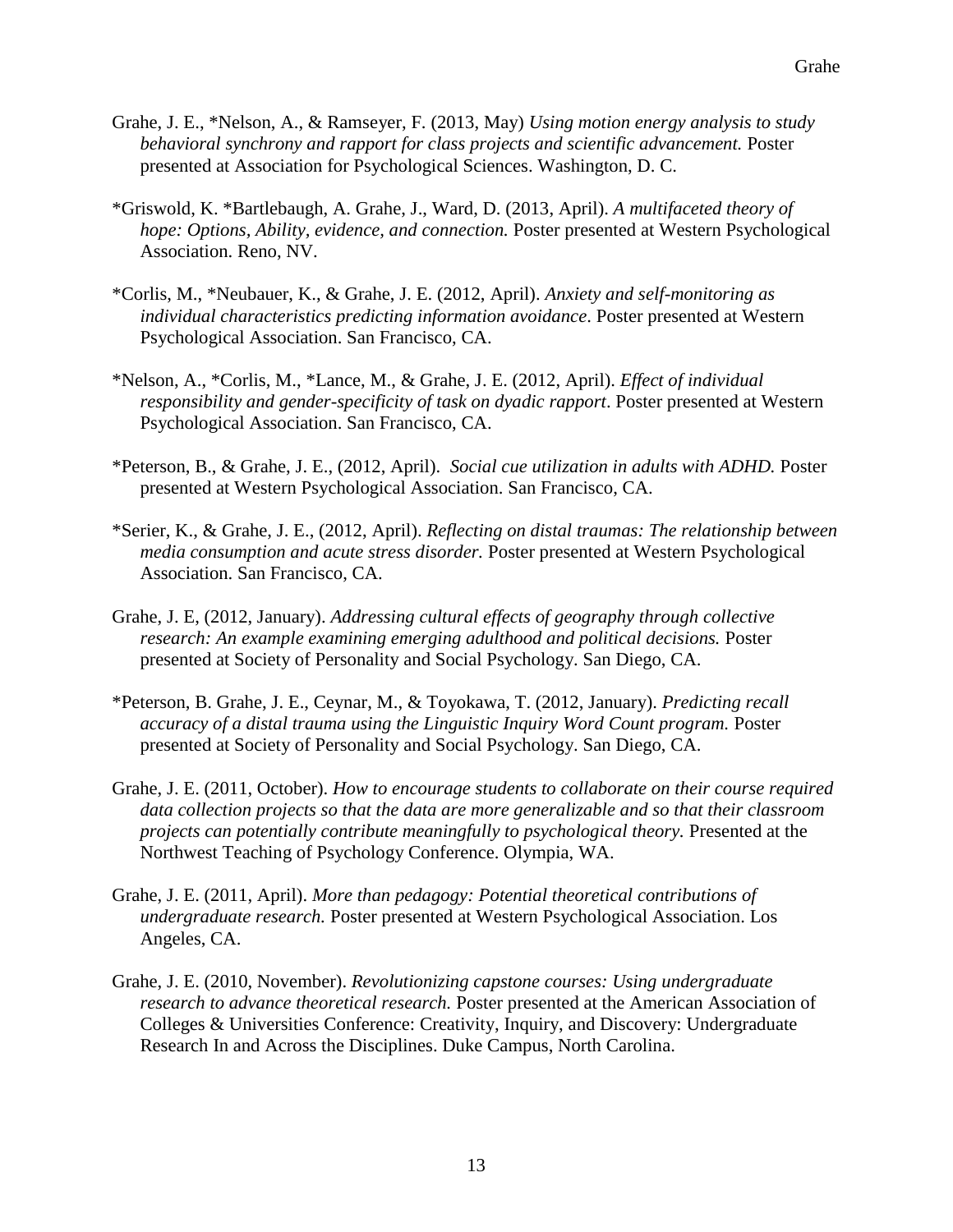Grahe, J. E., *Nelson, A., & Ramseyer, F. (2013, May) *Using motion energy analysis to study behavioral synchrony and rapport for class projects and scientific advancement.* Poster presented at Association for Psychological Sciences. Washington, D. C.

*Griswold, K. *Bartlebaugh, A. Grahe, J., Ward, D. (2013, April). *A multifaceted theory of hope: Options, Ability, evidence, and connection.* Poster presented at Western Psychological Association. Reno, NV.

*Corlis, M., *Neubauer, K., & Grahe, J. E. (2012, April). *Anxiety and self-monitoring as individual characteristics predicting information avoidance*. Poster presented at Western Psychological Association. San Francisco, CA.

*Nelson, A., *Corlis, M., *Lance, M., & Grahe, J. E. (2012, April). *Effect of individual responsibility and gender-specificity of task on dyadic rapport*. Poster presented at Western Psychological Association. San Francisco, CA.

*Peterson, B., & Grahe, J. E., (2012, April). *Social cue utilization in adults with ADHD.* Poster presented at Western Psychological Association. San Francisco, CA.

*Serier, K., & Grahe, J. E., (2012, April). *Reflecting on distal traumas: The relationship between media consumption and acute stress disorder.* Poster presented at Western Psychological Association. San Francisco, CA.

Grahe, J. E, (2012, January). *Addressing cultural effects of geography through collective research: An example examining emerging adulthood and political decisions.* Poster presented at Society of Personality and Social Psychology. San Diego, CA.

*Peterson, B. Grahe, J. E., Ceynar, M., & Toyokawa, T. (2012, January). *Predicting recall accuracy of a distal trauma using the Linguistic Inquiry Word Count program.* Poster presented at Society of Personality and Social Psychology. San Diego, CA.

Grahe, J. E. (2011, October). *How to encourage students to collaborate on their course required data collection projects so that the data are more generalizable and so that their classroom projects can potentially contribute meaningfully to psychological theory.* Presented at the Northwest Teaching of Psychology Conference. Olympia, WA.

Grahe, J. E. (2011, April). *More than pedagogy: Potential theoretical contributions of undergraduate research.* Poster presented at Western Psychological Association. Los Angeles, CA.

Grahe, J. E. (2010, November). *Revolutionizing capstone courses: Using undergraduate research to advance theoretical research.* Poster presented at the American Association of Colleges & Universities Conference: Creativity, Inquiry, and Discovery: Undergraduate Research In and Across the Disciplines. Duke Campus, North Carolina.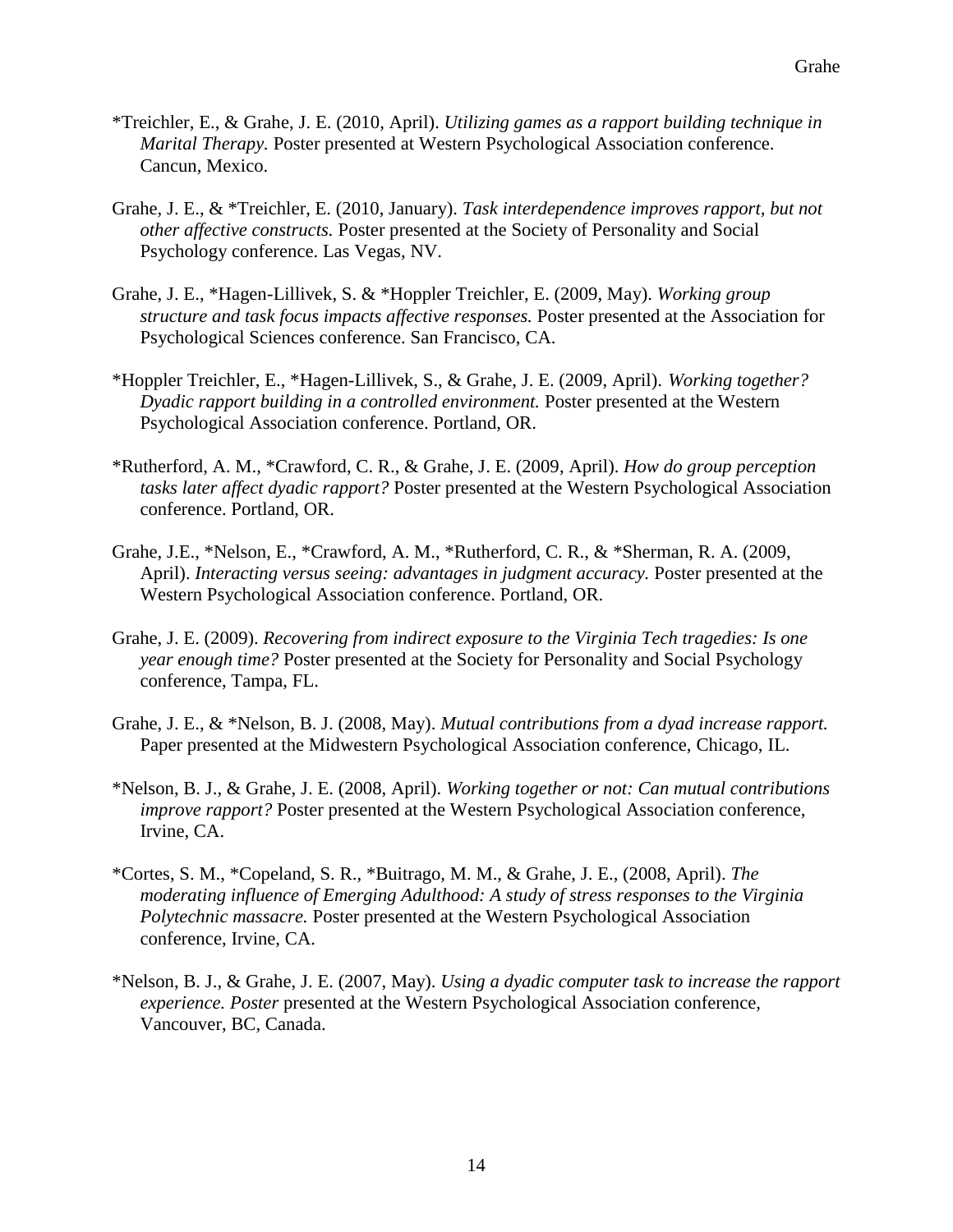*Treichler, E., & Grahe, J. E. (2010, April). *Utilizing games as a rapport building technique in Marital Therapy.* Poster presented at Western Psychological Association conference. Cancun, Mexico.

Grahe, J. E., & *Treichler, E. (2010, January). *Task interdependence improves rapport, but not other affective constructs.* Poster presented at the Society of Personality and Social Psychology conference. Las Vegas, NV.

Grahe, J. E., *Hagen-Lillivek, S. & *Hoppler Treichler, E. (2009, May). *Working group structure and task focus impacts affective responses.* Poster presented at the Association for Psychological Sciences conference. San Francisco, CA.

*Hoppler Treichler, E., *Hagen-Lillivek, S., & Grahe, J. E. (2009, April). *Working together? Dyadic rapport building in a controlled environment.* Poster presented at the Western Psychological Association conference. Portland, OR.

*Rutherford, A. M., *Crawford, C. R., & Grahe, J. E. (2009, April). *How do group perception tasks later affect dyadic rapport?* Poster presented at the Western Psychological Association conference. Portland, OR.

Grahe, J.E., *Nelson, E., *Crawford, A. M., *Rutherford, C. R., & *Sherman, R. A. (2009, April). *Interacting versus seeing: advantages in judgment accuracy.* Poster presented at the Western Psychological Association conference. Portland, OR.

Grahe, J. E. (2009). *Recovering from indirect exposure to the Virginia Tech tragedies: Is one year enough time?* Poster presented at the Society for Personality and Social Psychology conference, Tampa, FL.

Grahe, J. E., & *Nelson, B. J. (2008, May). *Mutual contributions from a dyad increase rapport.* Paper presented at the Midwestern Psychological Association conference, Chicago, IL.

*Nelson, B. J., & Grahe, J. E. (2008, April). *Working together or not: Can mutual contributions improve rapport?* Poster presented at the Western Psychological Association conference, Irvine, CA.

*Cortes, S. M., *Copeland, S. R., *Buitrago, M. M., & Grahe, J. E., (2008, April). *The moderating influence of Emerging Adulthood: A study of stress responses to the Virginia Polytechnic massacre.* Poster presented at the Western Psychological Association conference, Irvine, CA.

*Nelson, B. J., & Grahe, J. E. (2007, May). *Using a dyadic computer task to increase the rapport experience. Poster* presented at the Western Psychological Association conference, Vancouver, BC, Canada.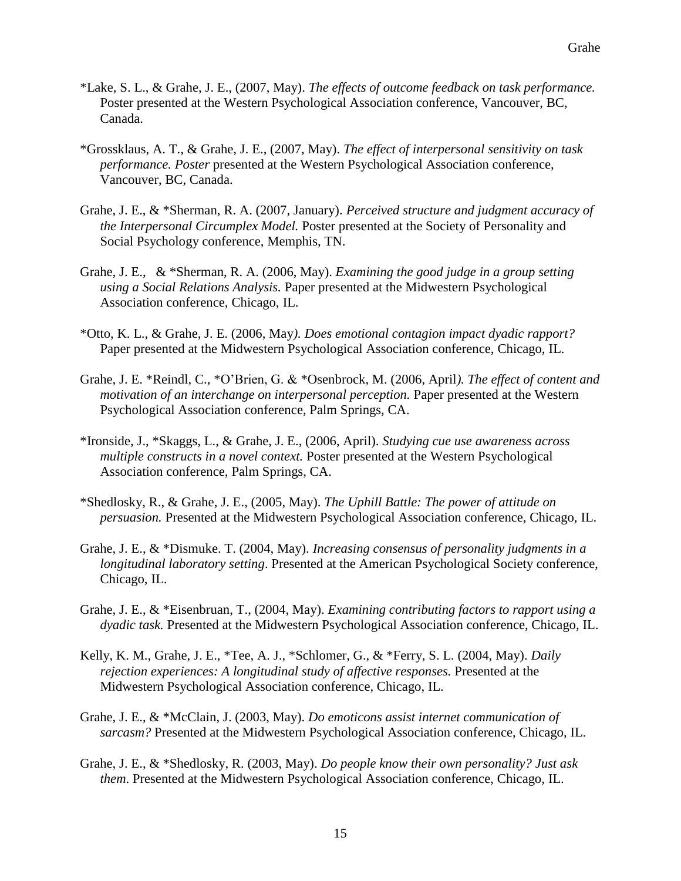*Lake, S. L., & Grahe, J. E., (2007, May). *The effects of outcome feedback on task performance.* Poster presented at the Western Psychological Association conference, Vancouver, BC, Canada.

*Grossklaus, A. T., & Grahe, J. E., (2007, May). *The effect of interpersonal sensitivity on task performance. Poster* presented at the Western Psychological Association conference, Vancouver, BC, Canada.

Grahe, J. E., & *Sherman, R. A. (2007, January). *Perceived structure and judgment accuracy of the Interpersonal Circumplex Model.* Poster presented at the Society of Personality and Social Psychology conference, Memphis, TN.

Grahe, J. E., & *Sherman, R. A. (2006, May). *Examining the good judge in a group setting using a Social Relations Analysis.* Paper presented at the Midwestern Psychological Association conference, Chicago, IL.

*Otto, K. L., & Grahe, J. E. (2006, May*). Does emotional contagion impact dyadic rapport?* Paper presented at the Midwestern Psychological Association conference, Chicago, IL.

Grahe, J. E. *Reindl, C., *O'Brien, G. & *Osenbrock, M. (2006, April*). The effect of content and motivation of an interchange on interpersonal perception.* Paper presented at the Western Psychological Association conference, Palm Springs, CA.

*Ironside, J., *Skaggs, L., & Grahe, J. E., (2006, April). *Studying cue use awareness across multiple constructs in a novel context.* Poster presented at the Western Psychological Association conference, Palm Springs, CA.

*Shedlosky, R., & Grahe, J. E., (2005, May). *The Uphill Battle: The power of attitude on persuasion.* Presented at the Midwestern Psychological Association conference, Chicago, IL.

Grahe, J. E., & *Dismuke. T. (2004, May). *Increasing consensus of personality judgments in a longitudinal laboratory setting*. Presented at the American Psychological Society conference, Chicago, IL.

Grahe, J. E., & *Eisenbruan, T., (2004, May). *Examining contributing factors to rapport using a dyadic task.* Presented at the Midwestern Psychological Association conference, Chicago, IL.

Kelly, K. M., Grahe, J. E., *Tee, A. J., *Schlomer, G., & *Ferry, S. L. (2004, May). *Daily rejection experiences: A longitudinal study of affective responses.* Presented at the Midwestern Psychological Association conference, Chicago, IL.

Grahe, J. E., & *McClain, J. (2003, May). *Do emoticons assist internet communication of sarcasm?* Presented at the Midwestern Psychological Association conference, Chicago, IL.

Grahe, J. E., & *Shedlosky, R. (2003, May). *Do people know their own personality? Just ask them*. Presented at the Midwestern Psychological Association conference, Chicago, IL.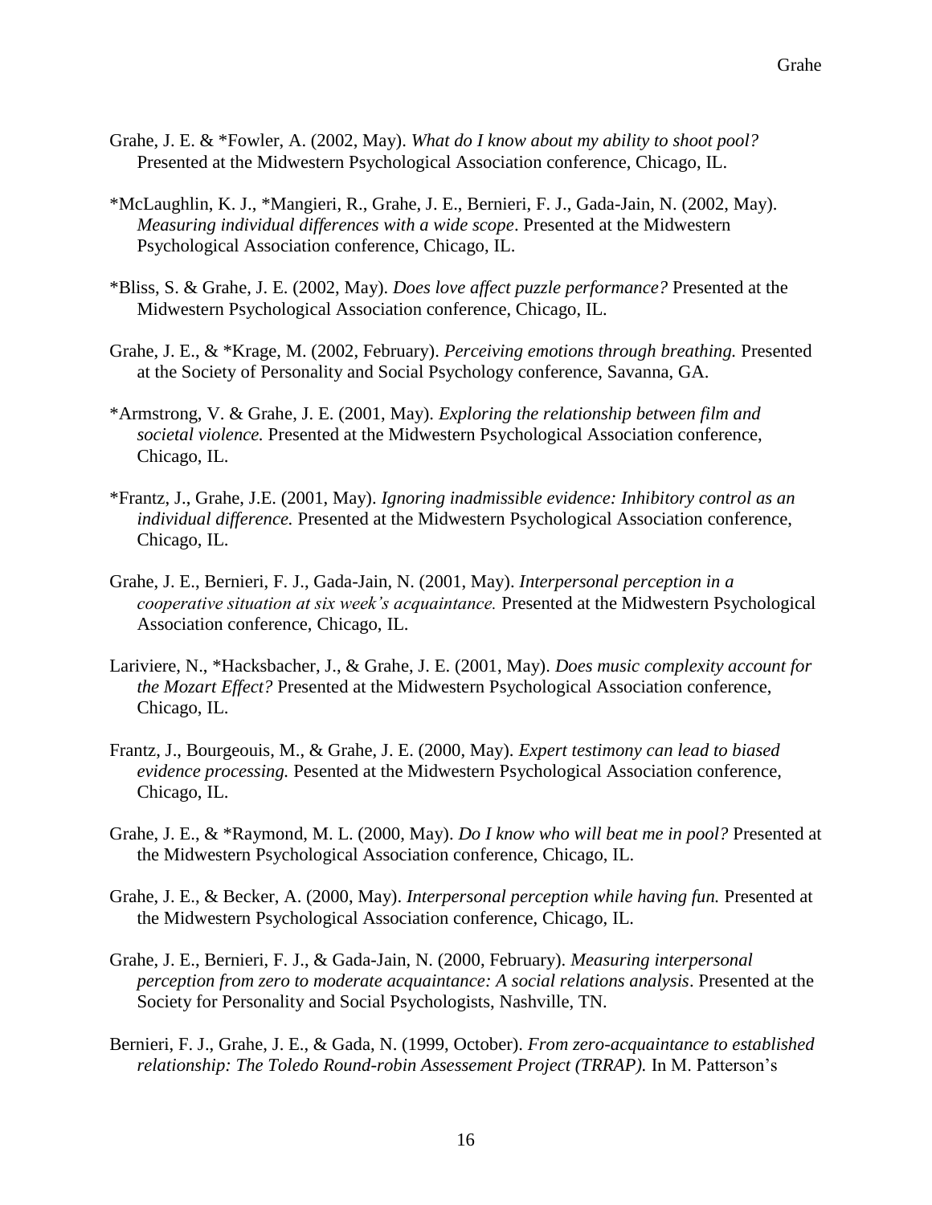Grahe, J. E. & *Fowler, A. (2002, May). *What do I know about my ability to shoot pool?* Presented at the Midwestern Psychological Association conference, Chicago, IL.

*McLaughlin, K. J., *Mangieri, R., Grahe, J. E., Bernieri, F. J., Gada-Jain, N. (2002, May). *Measuring individual differences with a wide scope*. Presented at the Midwestern Psychological Association conference, Chicago, IL.

*Bliss, S. & Grahe, J. E. (2002, May). *Does love affect puzzle performance?* Presented at the Midwestern Psychological Association conference, Chicago, IL.

Grahe, J. E., & *Krage, M. (2002, February). *Perceiving emotions through breathing.* Presented at the Society of Personality and Social Psychology conference, Savanna, GA.

*Armstrong, V. & Grahe, J. E. (2001, May). *Exploring the relationship between film and societal violence.* Presented at the Midwestern Psychological Association conference, Chicago, IL.

*Frantz, J., Grahe, J.E. (2001, May). *Ignoring inadmissible evidence: Inhibitory control as an individual difference.* Presented at the Midwestern Psychological Association conference, Chicago, IL.

Grahe, J. E., Bernieri, F. J., Gada-Jain, N. (2001, May). *Interpersonal perception in a cooperative situation at six week's acquaintance.* Presented at the Midwestern Psychological Association conference, Chicago, IL.

Lariviere, N., *Hacksbacher, J., & Grahe, J. E. (2001, May). *Does music complexity account for the Mozart Effect?* Presented at the Midwestern Psychological Association conference, Chicago, IL.

Frantz, J., Bourgeouis, M., & Grahe, J. E. (2000, May). *Expert testimony can lead to biased evidence processing.* Pesented at the Midwestern Psychological Association conference, Chicago, IL.

Grahe, J. E., & *Raymond, M. L. (2000, May). *Do I know who will beat me in pool?* Presented at the Midwestern Psychological Association conference, Chicago, IL.

Grahe, J. E., & Becker, A. (2000, May). *Interpersonal perception while having fun.* Presented at the Midwestern Psychological Association conference, Chicago, IL.

Grahe, J. E., Bernieri, F. J., & Gada-Jain, N. (2000, February). *Measuring interpersonal perception from zero to moderate acquaintance: A social relations analysis*. Presented at the Society for Personality and Social Psychologists, Nashville, TN.

Bernieri, F. J., Grahe, J. E., & Gada, N. (1999, October). *From zero-acquaintance to established relationship: The Toledo Round-robin Assessement Project (TRRAP).* In M. Patterson's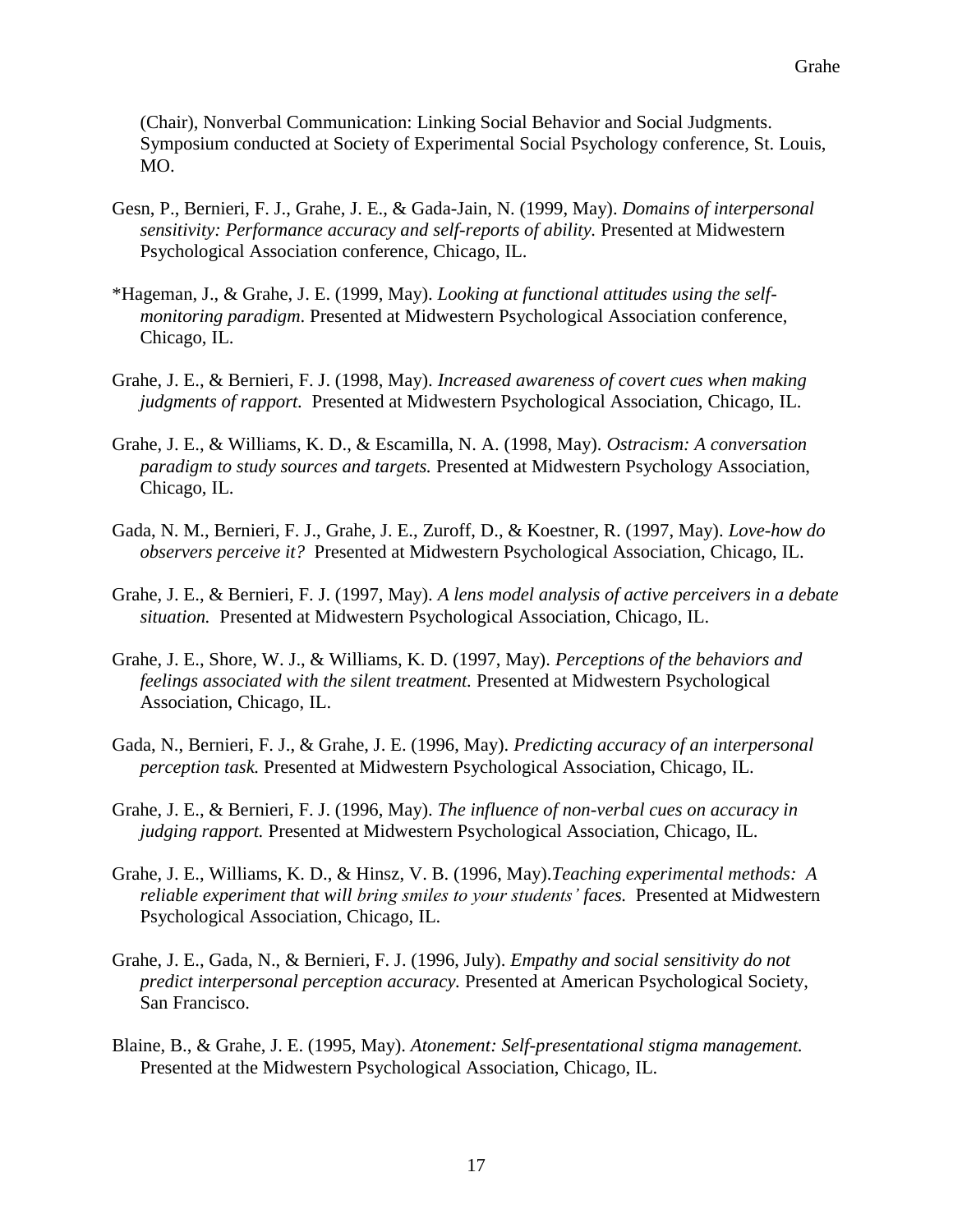(Chair), Nonverbal Communication: Linking Social Behavior and Social Judgments. Symposium conducted at Society of Experimental Social Psychology conference, St. Louis, MO.

Gesn, P., Bernieri, F. J., Grahe, J. E., & Gada-Jain, N. (1999, May). *Domains of interpersonal sensitivity: Performance accuracy and self-reports of ability.* Presented at Midwestern Psychological Association conference, Chicago, IL.

*Hageman, J., & Grahe, J. E. (1999, May). *Looking at functional attitudes using the self-monitoring paradigm.* Presented at Midwestern Psychological Association conference, Chicago, IL.

Grahe, J. E., & Bernieri, F. J. (1998, May). *Increased awareness of covert cues when making judgments of rapport.* Presented at Midwestern Psychological Association, Chicago, IL.

Grahe, J. E., & Williams, K. D., & Escamilla, N. A. (1998, May). *Ostracism: A conversation paradigm to study sources and targets.* Presented at Midwestern Psychology Association, Chicago, IL.

Gada, N. M., Bernieri, F. J., Grahe, J. E., Zuroff, D., & Koestner, R. (1997, May). *Love-how do observers perceive it?* Presented at Midwestern Psychological Association, Chicago, IL.

Grahe, J. E., & Bernieri, F. J. (1997, May). *A lens model analysis of active perceivers in a debate situation.* Presented at Midwestern Psychological Association, Chicago, IL.

Grahe, J. E., Shore, W. J., & Williams, K. D. (1997, May). *Perceptions of the behaviors and feelings associated with the silent treatment.* Presented at Midwestern Psychological Association, Chicago, IL.

Gada, N., Bernieri, F. J., & Grahe, J. E. (1996, May). *Predicting accuracy of an interpersonal perception task.* Presented at Midwestern Psychological Association, Chicago, IL.

Grahe, J. E., & Bernieri, F. J. (1996, May). *The influence of non-verbal cues on accuracy in judging rapport.* Presented at Midwestern Psychological Association, Chicago, IL.

Grahe, J. E., Williams, K. D., & Hinsz, V. B. (1996, May).*Teaching experimental methods: A reliable experiment that will bring smiles to your students' faces.* Presented at Midwestern Psychological Association, Chicago, IL.

Grahe, J. E., Gada, N., & Bernieri, F. J. (1996, July). *Empathy and social sensitivity do not predict interpersonal perception accuracy.* Presented at American Psychological Society, San Francisco.

Blaine, B., & Grahe, J. E. (1995, May). *Atonement: Self-presentational stigma management.* Presented at the Midwestern Psychological Association, Chicago, IL.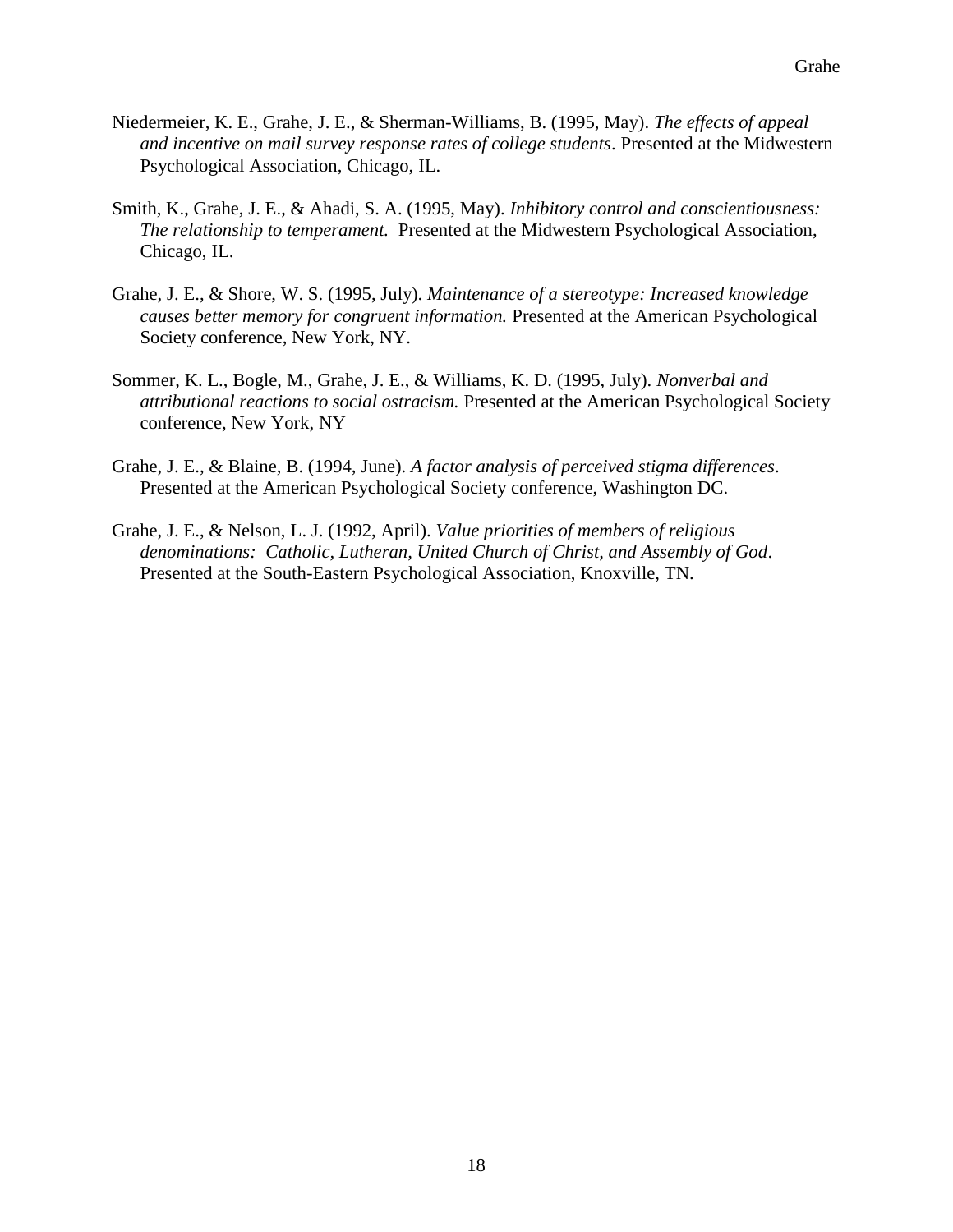Niedermeier, K. E., Grahe, J. E., & Sherman-Williams, B. (1995, May). *The effects of appeal and incentive on mail survey response rates of college students*. Presented at the Midwestern Psychological Association, Chicago, IL.

Smith, K., Grahe, J. E., & Ahadi, S. A. (1995, May). *Inhibitory control and conscientiousness: The relationship to temperament.* Presented at the Midwestern Psychological Association, Chicago, IL.

Grahe, J. E., & Shore, W. S. (1995, July). *Maintenance of a stereotype: Increased knowledge causes better memory for congruent information.* Presented at the American Psychological Society conference, New York, NY.

Sommer, K. L., Bogle, M., Grahe, J. E., & Williams, K. D. (1995, July). *Nonverbal and attributional reactions to social ostracism.* Presented at the American Psychological Society conference, New York, NY

Grahe, J. E., & Blaine, B. (1994, June). *A factor analysis of perceived stigma differences*. Presented at the American Psychological Society conference, Washington DC.

Grahe, J. E., & Nelson, L. J. (1992, April). *Value priorities of members of religious denominations: Catholic, Lutheran, United Church of Christ, and Assembly of God*. Presented at the South-Eastern Psychological Association, Knoxville, TN.